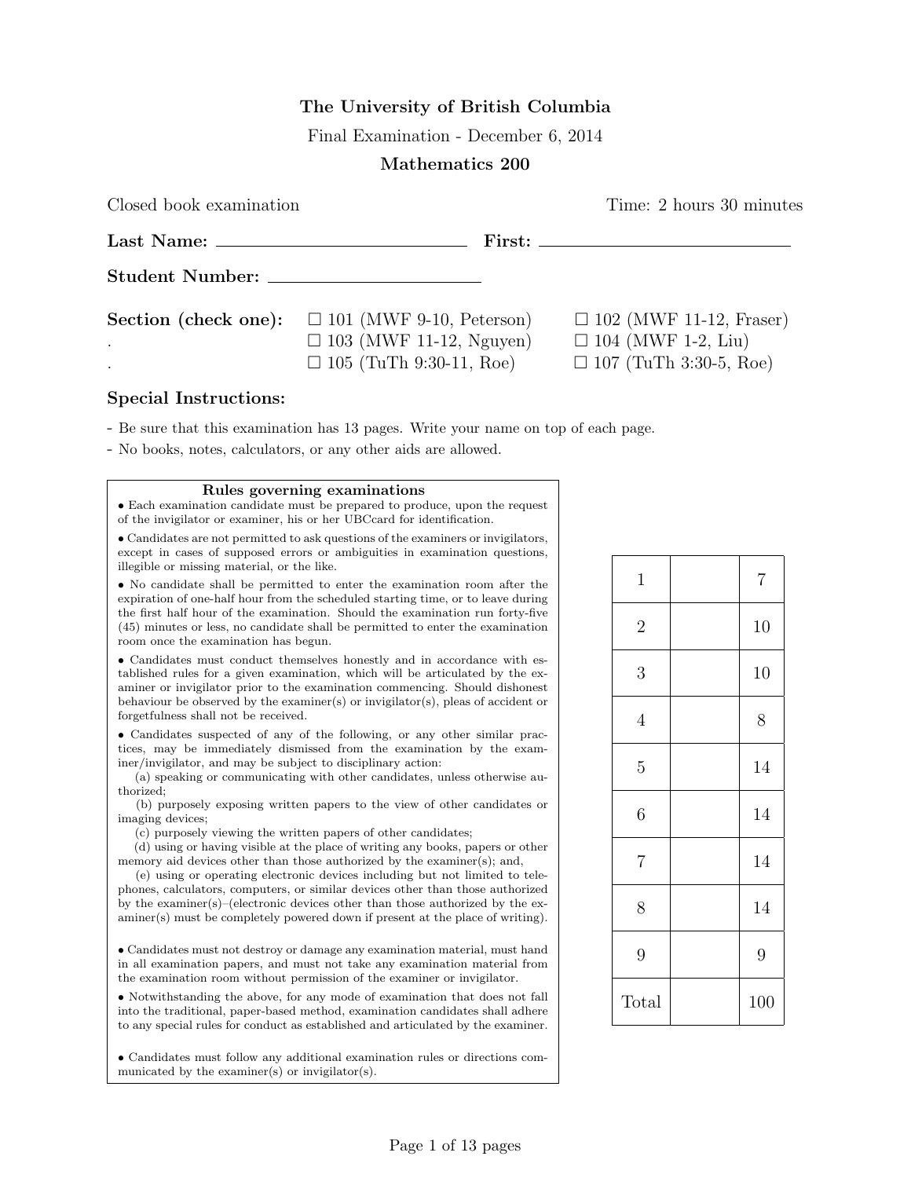**The University of British Columbia**

Final Examination - December 6, 2014

**Mathematics 200**

Closed book examination Time: 2 hours 30 minutes

**Last Name:** ______________________ **First:** ______________________

**Student Number:** ______________________

**Section (check one):**

- ☐ 101 (MWF 9-10, Peterson)
- ☐ 102 (MWF 11-12, Fraser)
- ☐ 103 (MWF 11-12, Nguyen)
- ☐ 104 (MWF 1-2, Liu)
- ☐ 105 (TuTh 9:30-11, Roe)
- ☐ 107 (TuTh 3:30-5, Roe)

## Special Instructions:

- Be sure that this examination has 13 pages. Write your name on top of each page.
- No books, notes, calculators, or any other aids are allowed.

**Rules governing examinations**

- Each examination candidate must be prepared to produce, upon the request of the invigilator or examiner, his or her UBCcard for identification.
- Candidates are not permitted to ask questions of the examiners or invigilators, except in cases of supposed errors or ambiguities in examination questions, illegible or missing material, or the like.
- No candidate shall be permitted to enter the examination room after the expiration of one-half hour from the scheduled starting time, or to leave during the first half hour of the examination. Should the examination run forty-five (45) minutes or less, no candidate shall be permitted to enter the examination room once the examination has begun.
- Candidates must conduct themselves honestly and in accordance with established rules for a given examination, which will be articulated by the examiner or invigilator prior to the examination commencing. Should dishonest behaviour be observed by the examiner(s) or invigilator(s), pleas of accident or forgetfulness shall not be received.
- Candidates suspected of any of the following, or any other similar practices, may be immediately dismissed from the examination by the examiner/invigilator, and may be subject to disciplinary action:
  (a) speaking or communicating with other candidates, unless otherwise authorized;
  (b) purposely exposing written papers to the view of other candidates or imaging devices;
  (c) purposely viewing the written papers of other candidates;
  (d) using or having visible at the place of writing any books, papers or other memory aid devices other than those authorized by the examiner(s); and,
  (e) using or operating electronic devices including but not limited to telephones, calculators, computers, or similar devices other than those authorized by the examiner(s)–(electronic devices other than those authorized by the examiner(s) must be completely powered down if present at the place of writing).
- Candidates must not destroy or damage any examination material, must hand in all examination papers, and must not take any examination material from the examination room without permission of the examiner or invigilator.
- Notwithstanding the above, for any mode of examination that does not fall into the traditional, paper-based method, examination candidates shall adhere to any special rules for conduct as established and articulated by the examiner.
- Candidates must follow any additional examination rules or directions communicated by the examiner(s) or invigilator(s).

| Question | Score | Max |
|---|---|---|
| 1 | | 7 |
| 2 | | 10 |
| 3 | | 10 |
| 4 | | 8 |
| 5 | | 14 |
| 6 | | 14 |
| 7 | | 14 |
| 8 | | 14 |
| 9 | | 9 |
| Total | | 100 |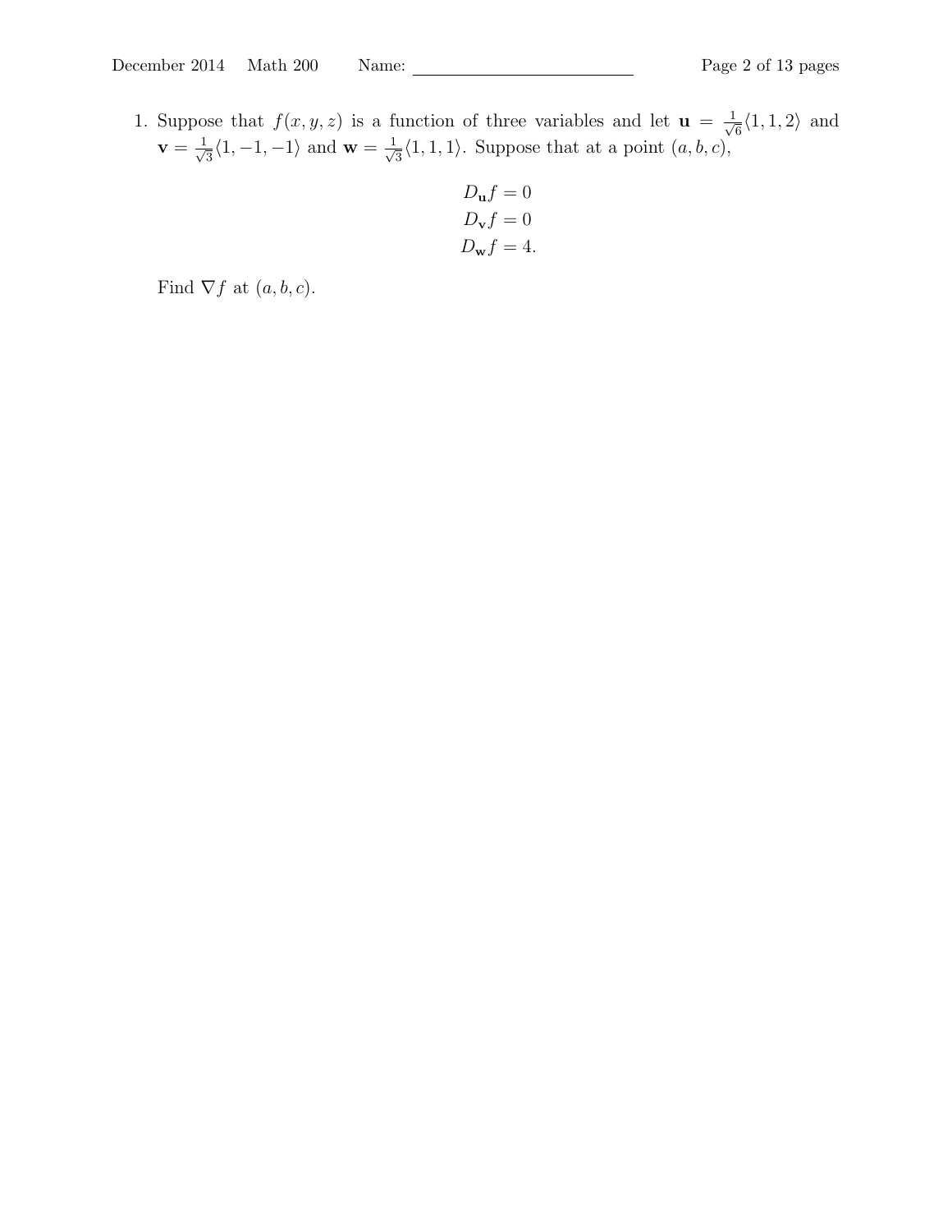1. Suppose that $f(x, y, z)$ is a function of three variables and let $\mathbf{u} = \frac{1}{\sqrt{6}}\langle 1, 1, 2\rangle$ and $\mathbf{v} = \frac{1}{\sqrt{3}}\langle 1, -1, -1\rangle$ and $\mathbf{w} = \frac{1}{\sqrt{3}}\langle 1, 1, 1\rangle$. Suppose that at a point $(a, b, c)$,

$$D_{\mathbf{u}}f = 0$$
$$D_{\mathbf{v}}f = 0$$
$$D_{\mathbf{w}}f = 4.$$

Find $\nabla f$ at $(a, b, c)$.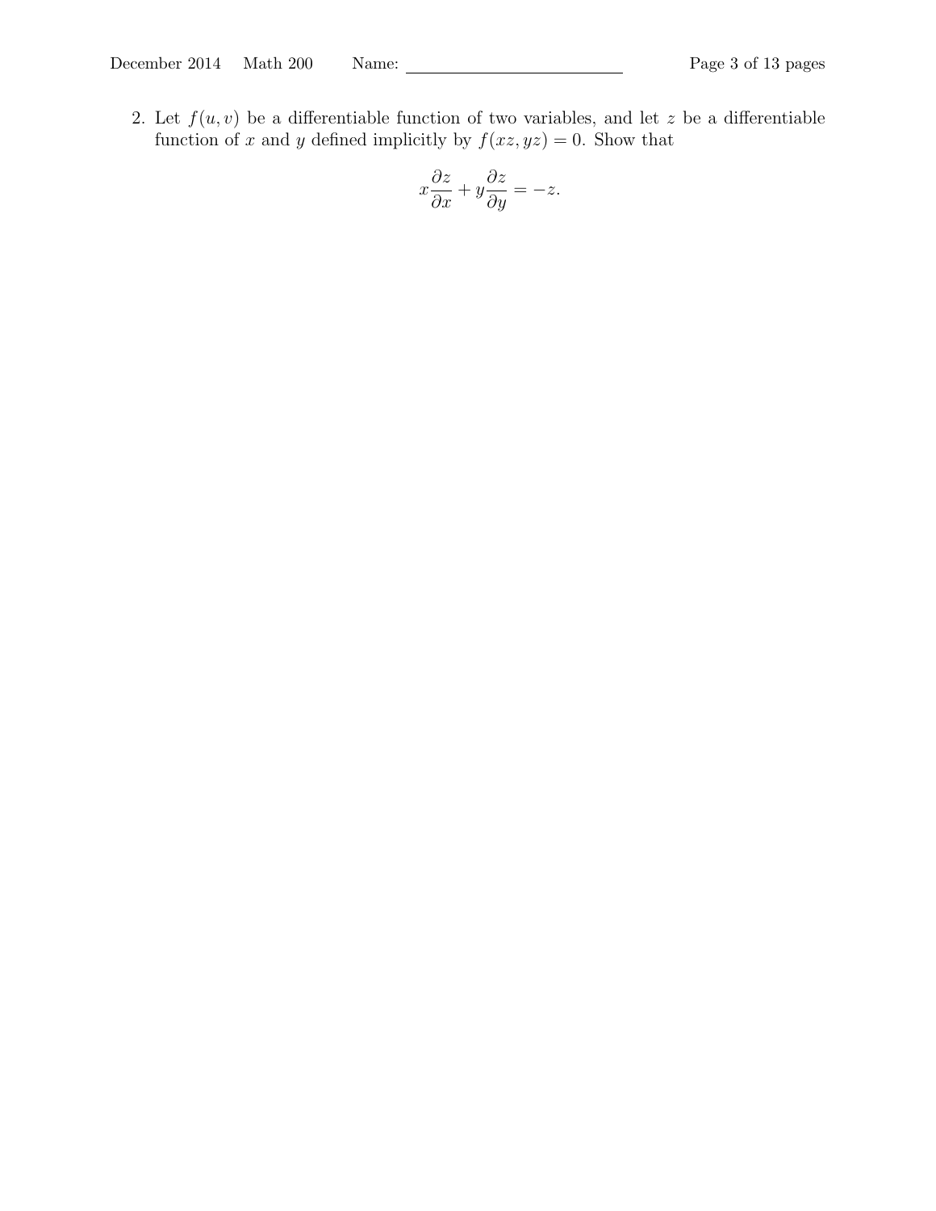2. Let $f(u, v)$ be a differentiable function of two variables, and let $z$ be a differentiable function of $x$ and $y$ defined implicitly by $f(xz, yz) = 0$. Show that

$$x\frac{\partial z}{\partial x} + y\frac{\partial z}{\partial y} = -z.$$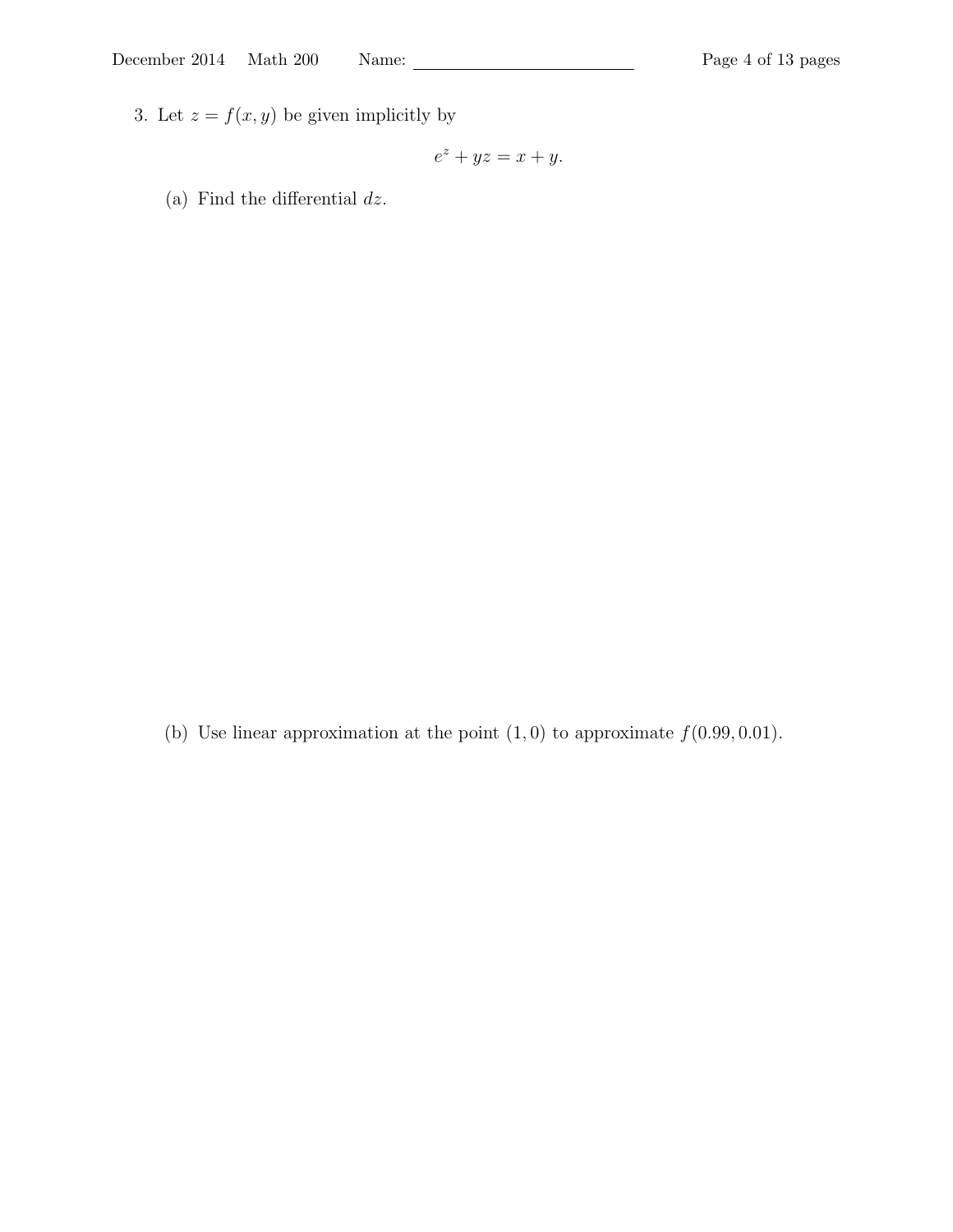3. Let $z = f(x, y)$ be given implicitly by

$$e^z + yz = x + y.$$

(a) Find the differential $dz$.

(b) Use linear approximation at the point $(1, 0)$ to approximate $f(0.99, 0.01)$.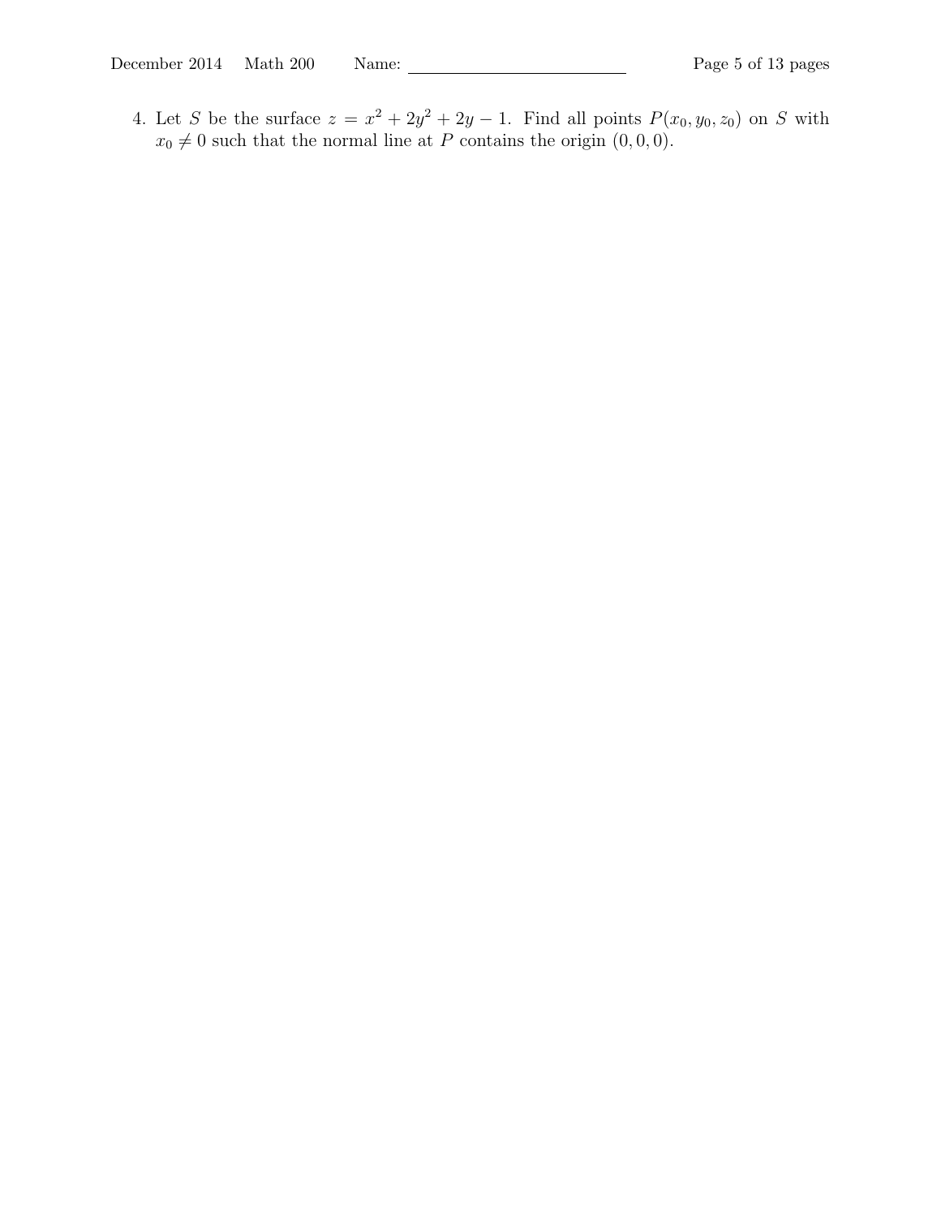4. Let $S$ be the surface $z = x^2 + 2y^2 + 2y - 1$. Find all points $P(x_0, y_0, z_0)$ on $S$ with $x_0 \neq 0$ such that the normal line at $P$ contains the origin $(0, 0, 0)$.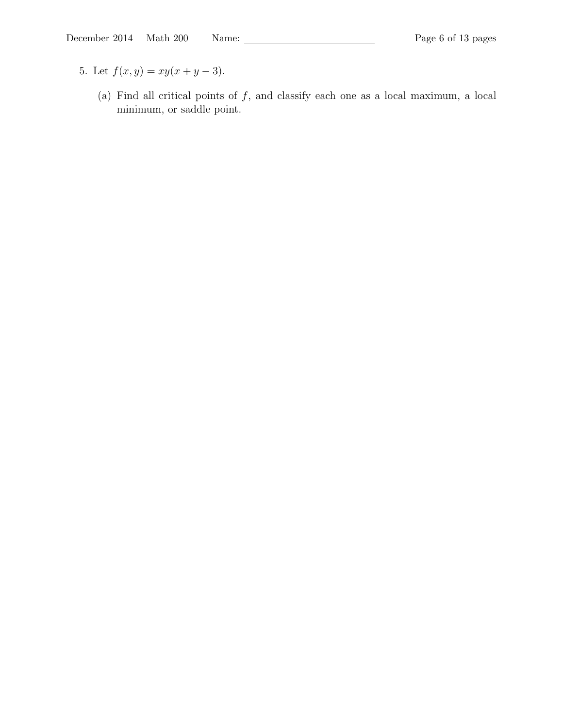5. Let $f(x, y) = xy(x + y - 3)$.

   (a) Find all critical points of $f$, and classify each one as a local maximum, a local minimum, or saddle point.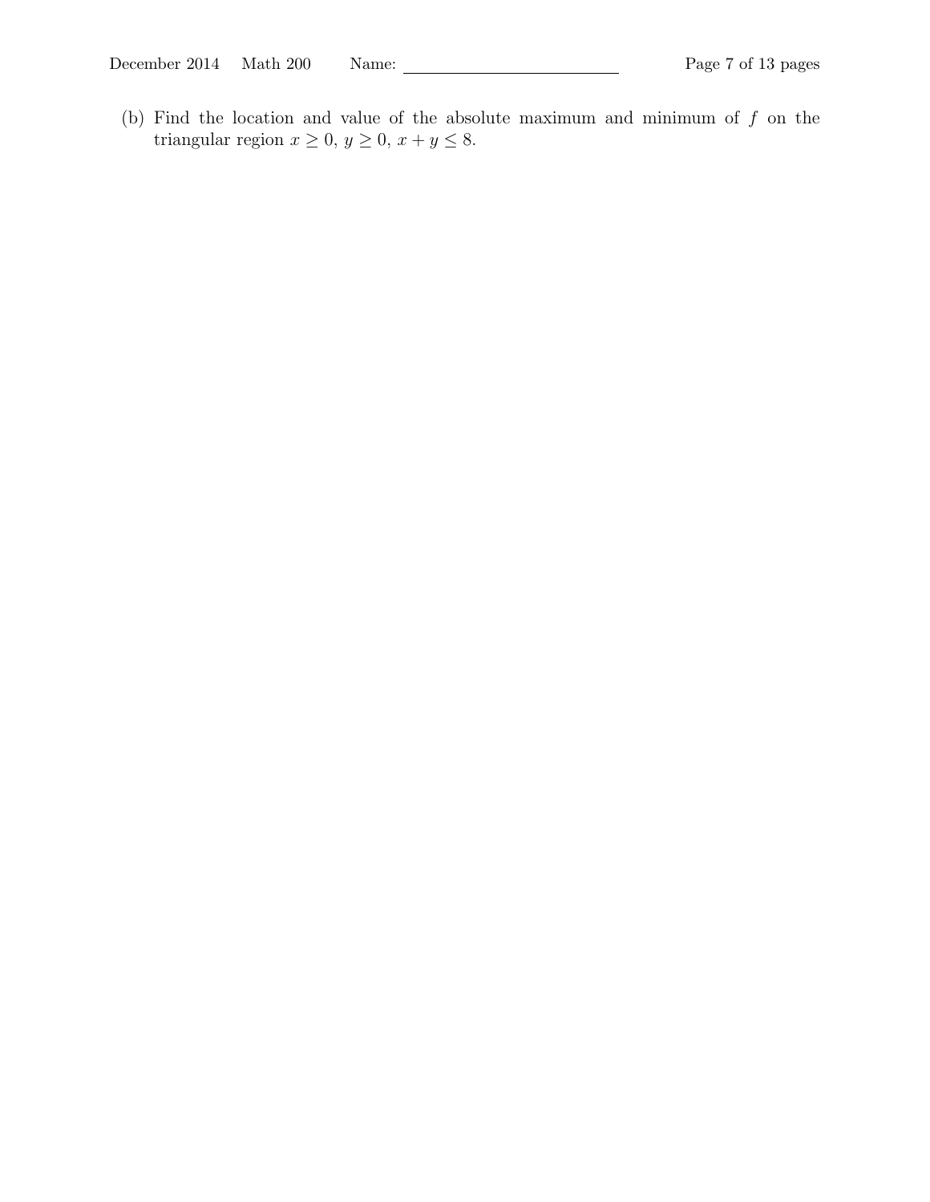(b) Find the location and value of the absolute maximum and minimum of $f$ on the triangular region $x \geq 0$, $y \geq 0$, $x + y \leq 8$.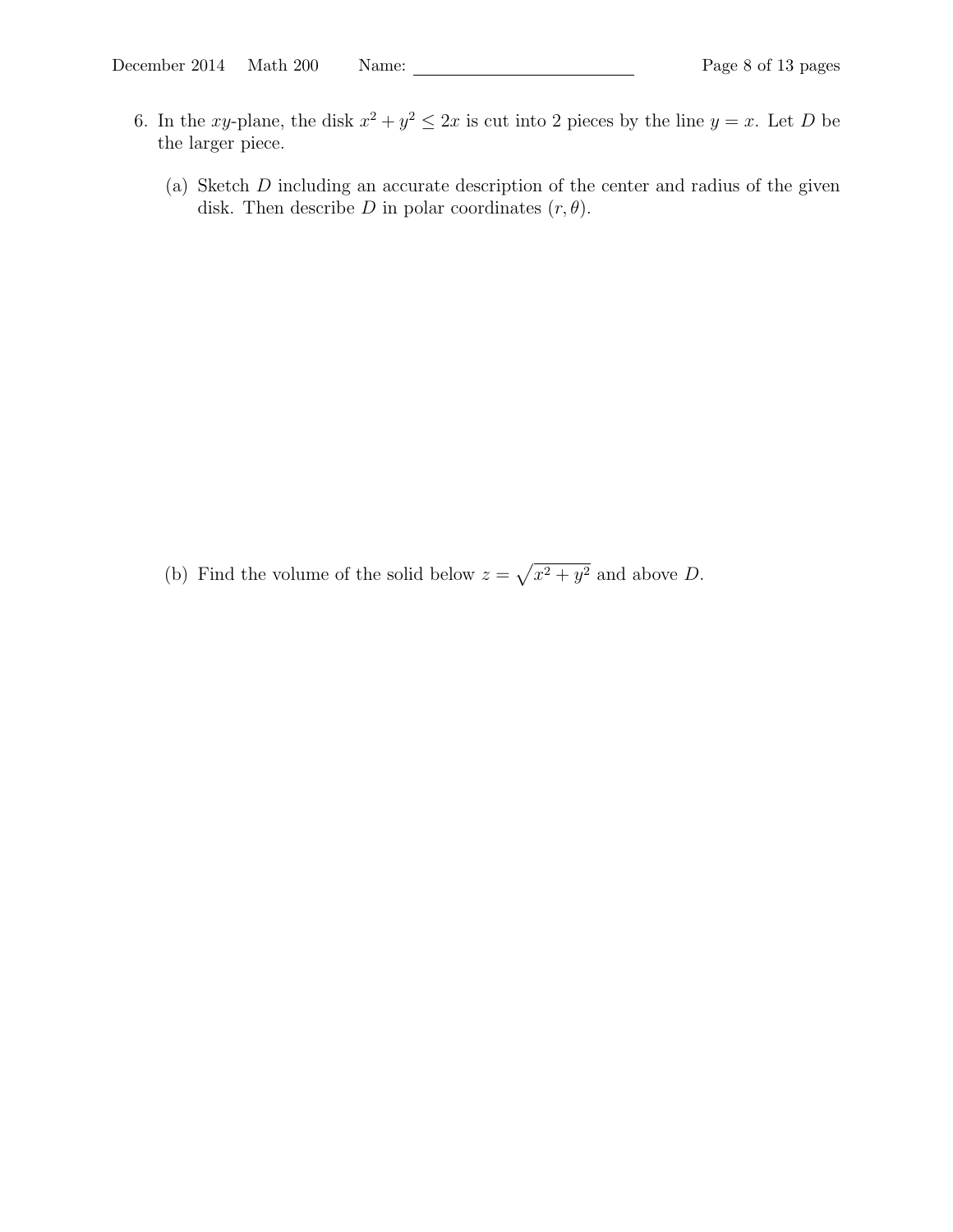6. In the $xy$-plane, the disk $x^2 + y^2 \leq 2x$ is cut into 2 pieces by the line $y = x$. Let $D$ be the larger piece.

   (a) Sketch $D$ including an accurate description of the center and radius of the given disk. Then describe $D$ in polar coordinates $(r, \theta)$.

   (b) Find the volume of the solid below $z = \sqrt{x^2 + y^2}$ and above $D$.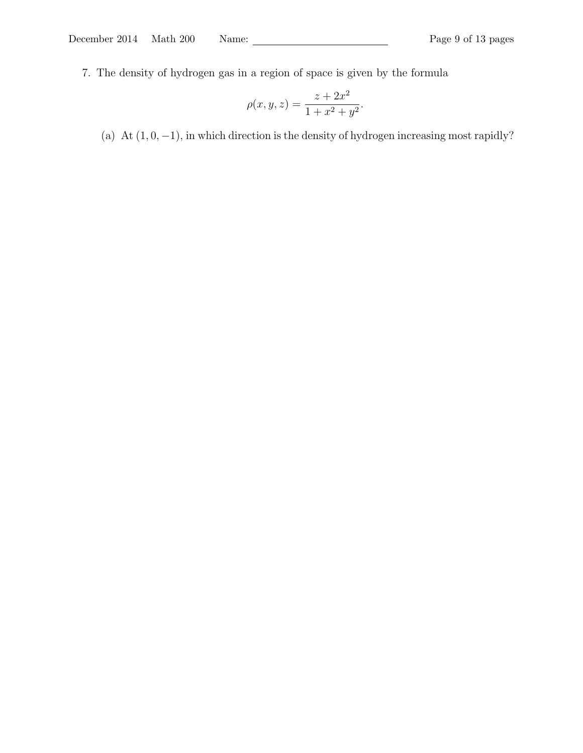7. The density of hydrogen gas in a region of space is given by the formula

$$\rho(x, y, z) = \frac{z + 2x^2}{1 + x^2 + y^2}.$$

(a) At $(1, 0, -1)$, in which direction is the density of hydrogen increasing most rapidly?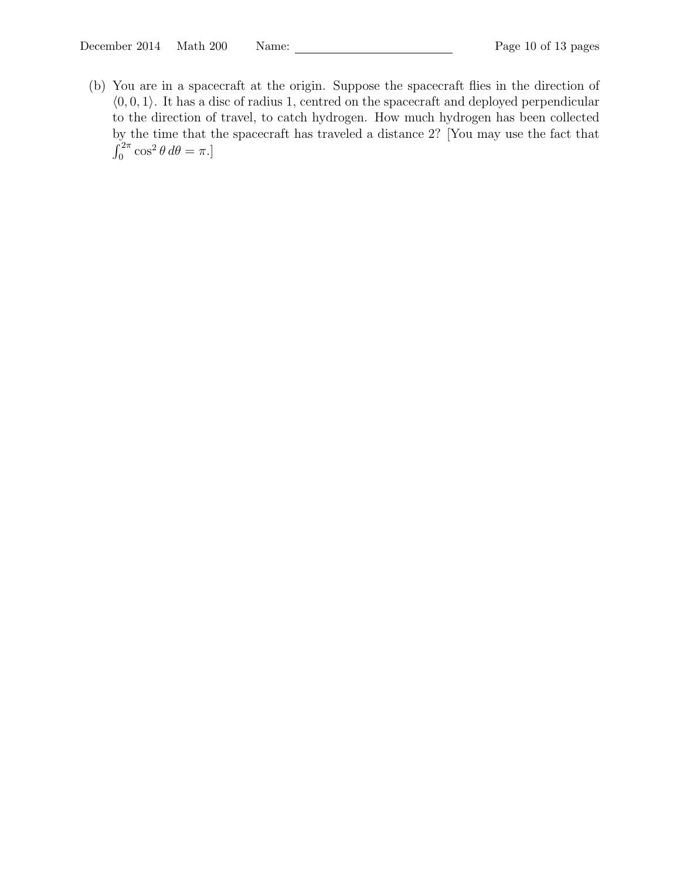(b) You are in a spacecraft at the origin. Suppose the spacecraft flies in the direction of $\langle 0, 0, 1\rangle$. It has a disc of radius 1, centred on the spacecraft and deployed perpendicular to the direction of travel, to catch hydrogen. How much hydrogen has been collected by the time that the spacecraft has traveled a distance 2? [You may use the fact that $\int_0^{2\pi} \cos^2\theta \, d\theta = \pi$.]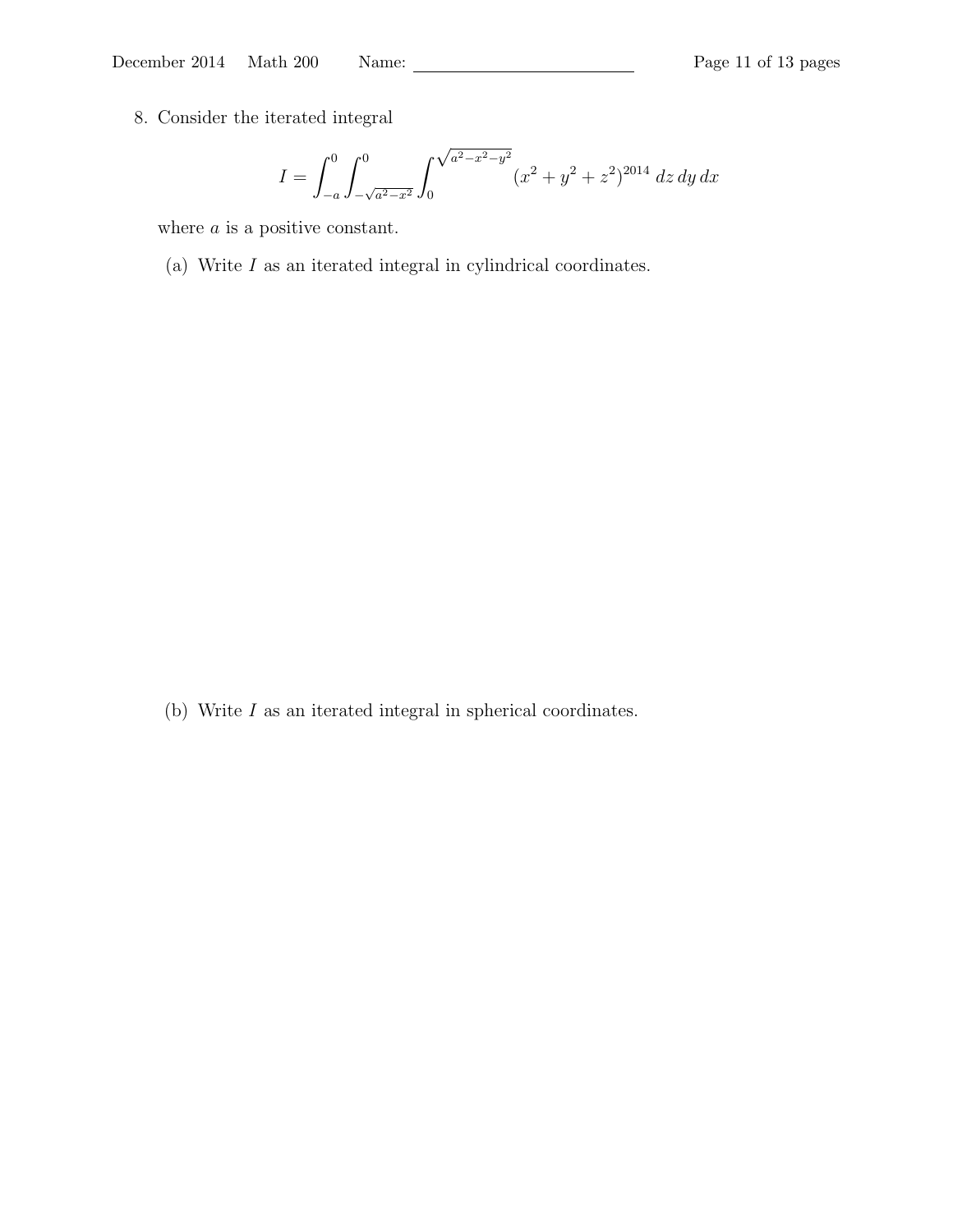8. Consider the iterated integral

$$I = \int_{-a}^{0} \int_{-\sqrt{a^2-x^2}}^{0} \int_{0}^{\sqrt{a^2-x^2-y^2}} (x^2 + y^2 + z^2)^{2014} \, dz \, dy \, dx$$

where $a$ is a positive constant.

(a) Write $I$ as an iterated integral in cylindrical coordinates.

(b) Write $I$ as an iterated integral in spherical coordinates.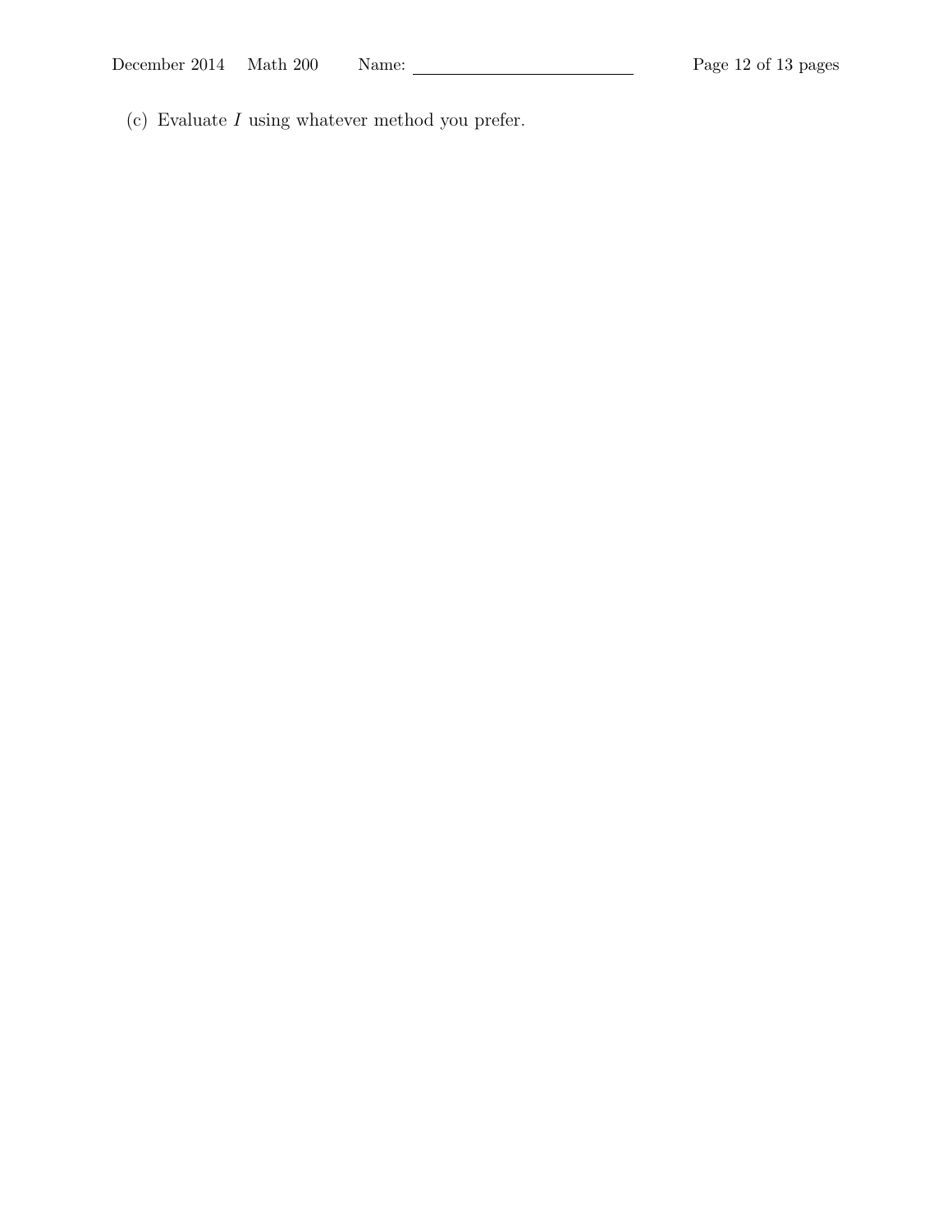(c) Evaluate $I$ using whatever method you prefer.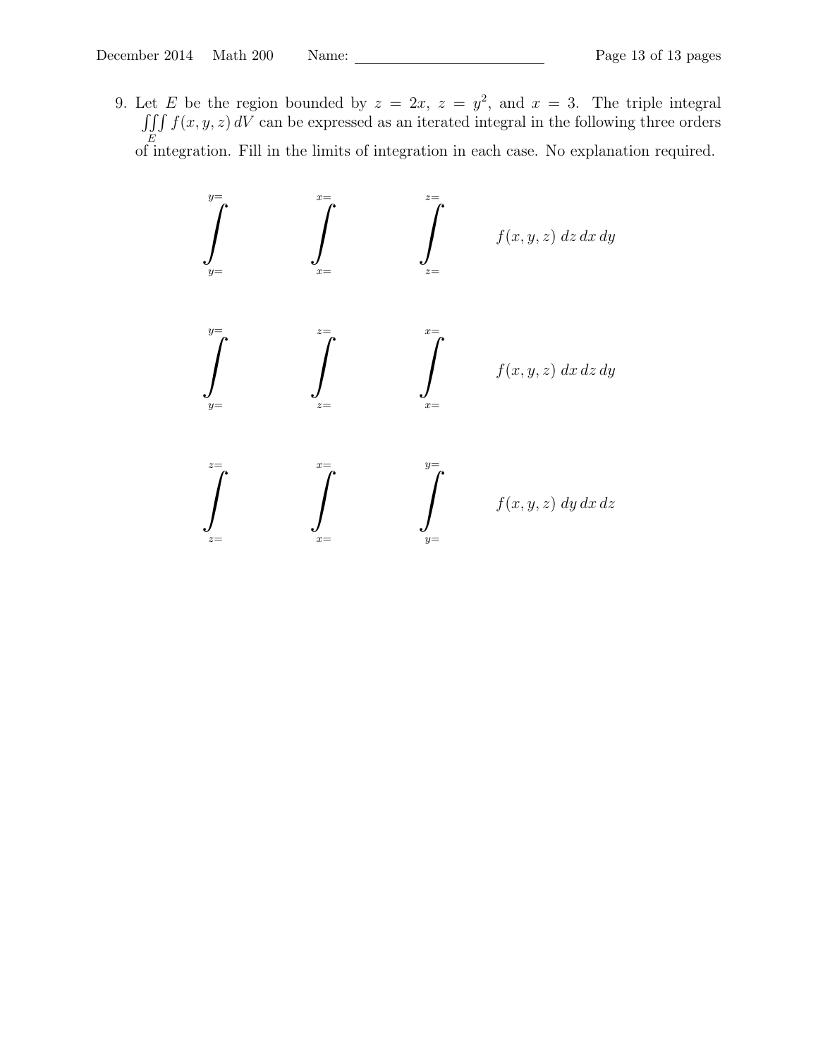9. Let $E$ be the region bounded by $z = 2x$, $z = y^2$, and $x = 3$. The triple integral $\iiint\limits_E f(x,y,z)\,dV$ can be expressed as an iterated integral in the following three orders of integration. Fill in the limits of integration in each case. No explanation required.

$$\int_{y=}^{y=} \int_{x=}^{x=} \int_{z=}^{z=} f(x,y,z)\;dz\,dx\,dy$$

$$\int_{y=}^{y=} \int_{z=}^{z=} \int_{x=}^{x=} f(x,y,z)\;dx\,dz\,dy$$

$$\int_{z=}^{z=} \int_{x=}^{x=} \int_{y=}^{y=} f(x,y,z)\;dy\,dx\,dz$$